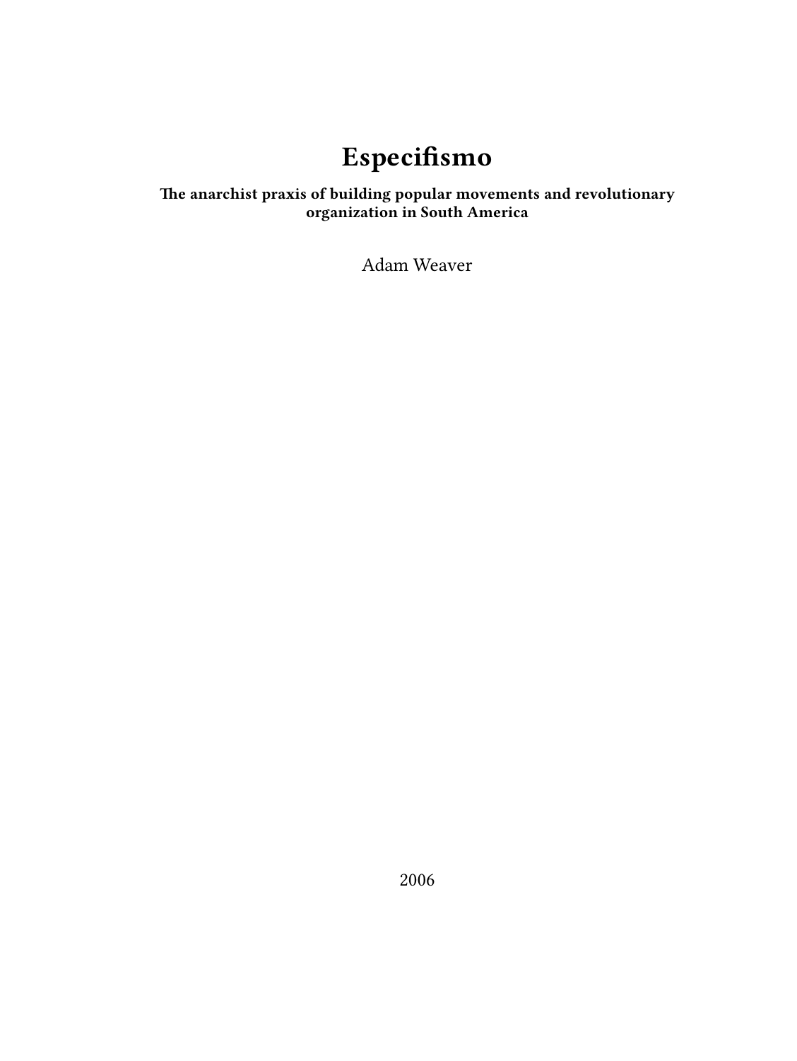# Especifismo

**The anarchist praxis of building popular movements and revolutionary organization in South America**

Adam Weaver

2006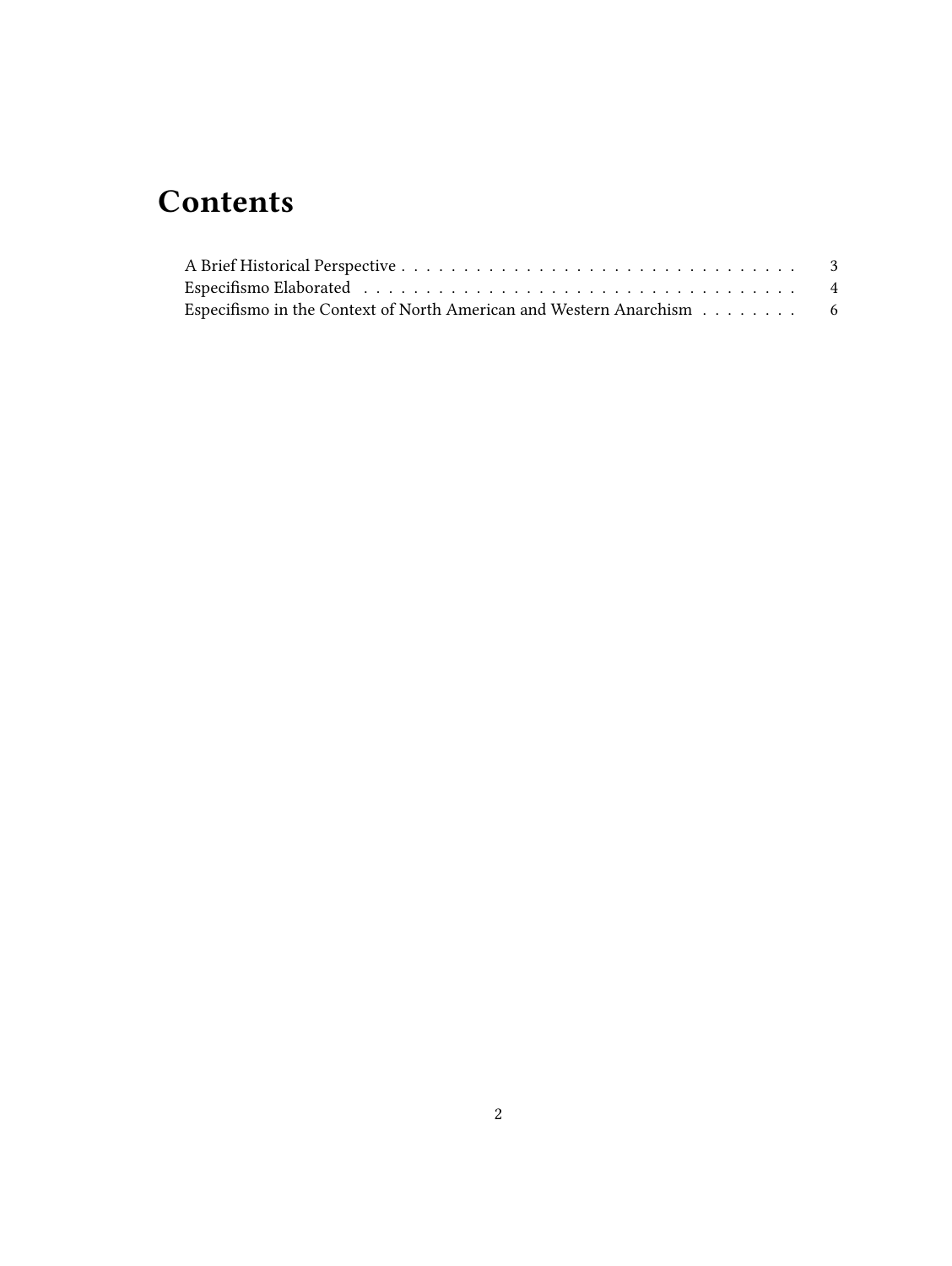# Contents

A Brief Historical Perspective . . . . . . . . . . . . . . . . . . . . . . . . . . . . . . . . 3
Especifismo Elaborated . . . . . . . . . . . . . . . . . . . . . . . . . . . . . . . . . . . . 4
Especifismo in the Context of North American and Western Anarchism . . . . . . . . 6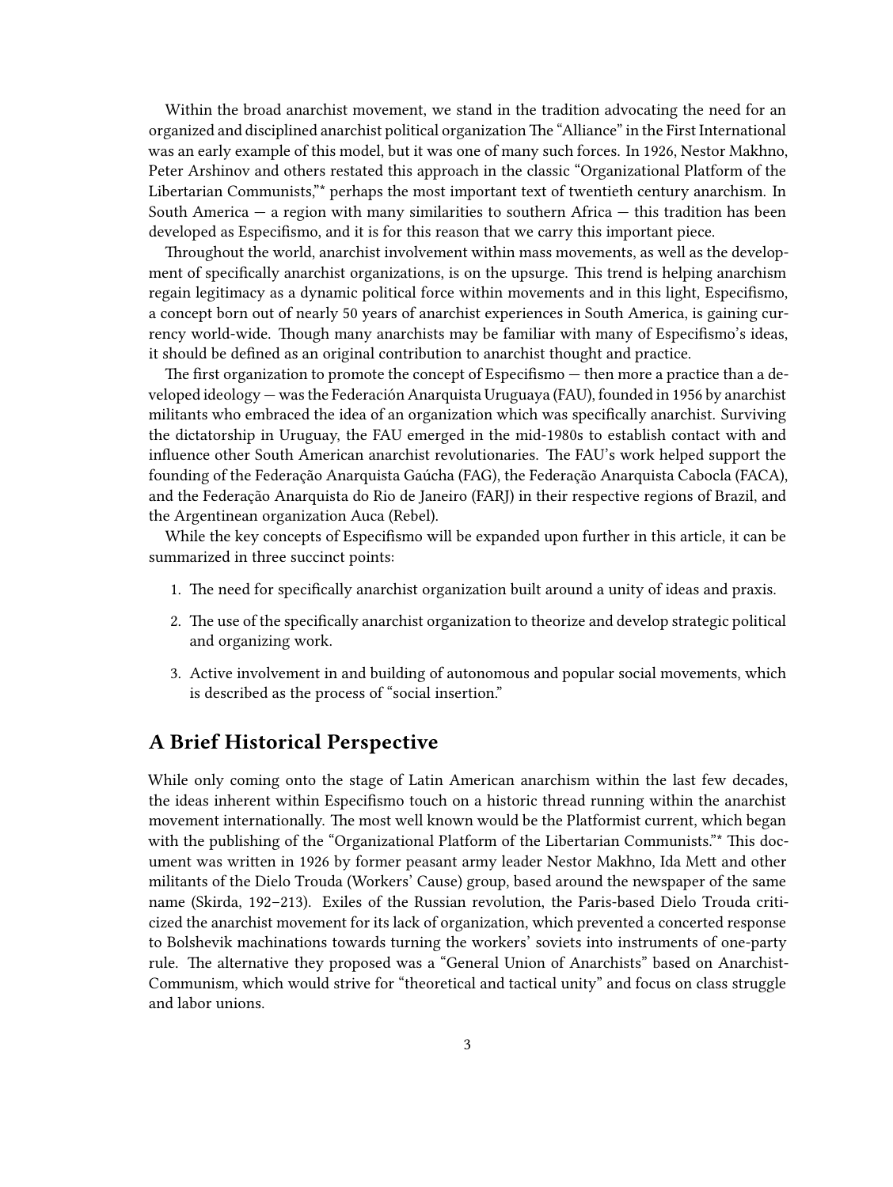Within the broad anarchist movement, we stand in the tradition advocating the need for an organized and disciplined anarchist political organization The "Alliance" in the First International was an early example of this model, but it was one of many such forces. In 1926, Nestor Makhno, Peter Arshinov and others restated this approach in the classic "Organizational Platform of the Libertarian Communists,"* perhaps the most important text of twentieth century anarchism. In South America — a region with many similarities to southern Africa — this tradition has been developed as Especifismo, and it is for this reason that we carry this important piece.

Throughout the world, anarchist involvement within mass movements, as well as the development of specifically anarchist organizations, is on the upsurge. This trend is helping anarchism regain legitimacy as a dynamic political force within movements and in this light, Especifismo, a concept born out of nearly 50 years of anarchist experiences in South America, is gaining currency world-wide. Though many anarchists may be familiar with many of Especifismo's ideas, it should be defined as an original contribution to anarchist thought and practice.

The first organization to promote the concept of Especifismo — then more a practice than a developed ideology — was the Federación Anarquista Uruguaya (FAU), founded in 1956 by anarchist militants who embraced the idea of an organization which was specifically anarchist. Surviving the dictatorship in Uruguay, the FAU emerged in the mid-1980s to establish contact with and influence other South American anarchist revolutionaries. The FAU's work helped support the founding of the Federação Anarquista Gaúcha (FAG), the Federação Anarquista Cabocla (FACA), and the Federação Anarquista do Rio de Janeiro (FARJ) in their respective regions of Brazil, and the Argentinean organization Auca (Rebel).

While the key concepts of Especifismo will be expanded upon further in this article, it can be summarized in three succinct points:

1. The need for specifically anarchist organization built around a unity of ideas and praxis.
2. The use of the specifically anarchist organization to theorize and develop strategic political and organizing work.
3. Active involvement in and building of autonomous and popular social movements, which is described as the process of "social insertion."

## A Brief Historical Perspective

While only coming onto the stage of Latin American anarchism within the last few decades, the ideas inherent within Especifismo touch on a historic thread running within the anarchist movement internationally. The most well known would be the Platformist current, which began with the publishing of the "Organizational Platform of the Libertarian Communists."* This document was written in 1926 by former peasant army leader Nestor Makhno, Ida Mett and other militants of the Dielo Trouda (Workers' Cause) group, based around the newspaper of the same name (Skirda, 192–213). Exiles of the Russian revolution, the Paris-based Dielo Trouda criticized the anarchist movement for its lack of organization, which prevented a concerted response to Bolshevik machinations towards turning the workers' soviets into instruments of one-party rule. The alternative they proposed was a "General Union of Anarchists" based on Anarchist-Communism, which would strive for "theoretical and tactical unity" and focus on class struggle and labor unions.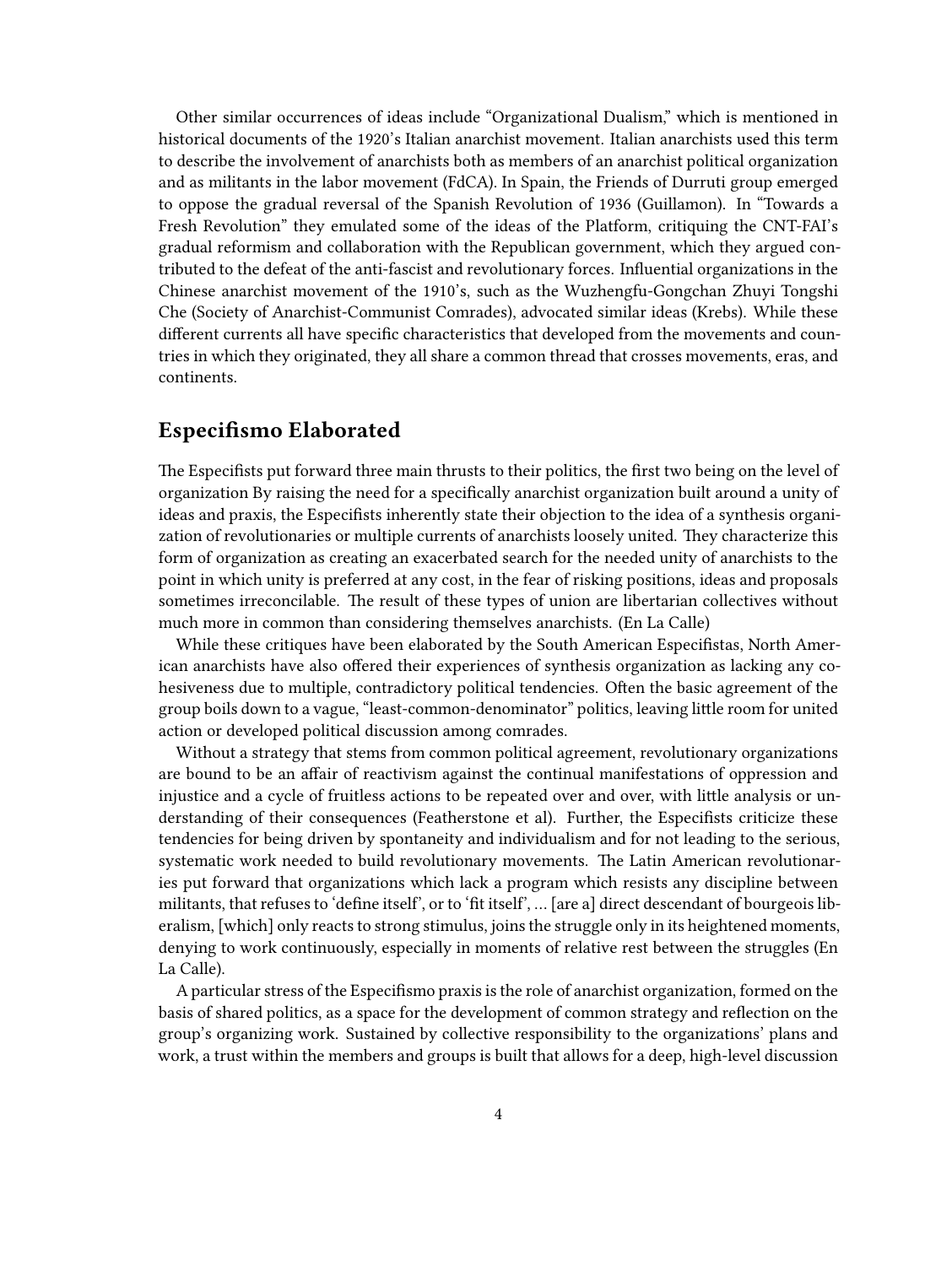Other similar occurrences of ideas include "Organizational Dualism," which is mentioned in historical documents of the 1920's Italian anarchist movement. Italian anarchists used this term to describe the involvement of anarchists both as members of an anarchist political organization and as militants in the labor movement (FdCA). In Spain, the Friends of Durruti group emerged to oppose the gradual reversal of the Spanish Revolution of 1936 (Guillamon). In "Towards a Fresh Revolution" they emulated some of the ideas of the Platform, critiquing the CNT-FAI's gradual reformism and collaboration with the Republican government, which they argued contributed to the defeat of the anti-fascist and revolutionary forces. Influential organizations in the Chinese anarchist movement of the 1910's, such as the Wuzhengfu-Gongchan Zhuyi Tongshi Che (Society of Anarchist-Communist Comrades), advocated similar ideas (Krebs). While these different currents all have specific characteristics that developed from the movements and countries in which they originated, they all share a common thread that crosses movements, eras, and continents.

## Especifismo Elaborated

The Especifists put forward three main thrusts to their politics, the first two being on the level of organization By raising the need for a specifically anarchist organization built around a unity of ideas and praxis, the Especifists inherently state their objection to the idea of a synthesis organization of revolutionaries or multiple currents of anarchists loosely united. They characterize this form of organization as creating an exacerbated search for the needed unity of anarchists to the point in which unity is preferred at any cost, in the fear of risking positions, ideas and proposals sometimes irreconcilable. The result of these types of union are libertarian collectives without much more in common than considering themselves anarchists. (En La Calle)

While these critiques have been elaborated by the South American Especifistas, North American anarchists have also offered their experiences of synthesis organization as lacking any cohesiveness due to multiple, contradictory political tendencies. Often the basic agreement of the group boils down to a vague, "least-common-denominator" politics, leaving little room for united action or developed political discussion among comrades.

Without a strategy that stems from common political agreement, revolutionary organizations are bound to be an affair of reactivism against the continual manifestations of oppression and injustice and a cycle of fruitless actions to be repeated over and over, with little analysis or understanding of their consequences (Featherstone et al). Further, the Especifists criticize these tendencies for being driven by spontaneity and individualism and for not leading to the serious, systematic work needed to build revolutionary movements. The Latin American revolutionaries put forward that organizations which lack a program which resists any discipline between militants, that refuses to 'define itself', or to 'fit itself', … [are a] direct descendant of bourgeois liberalism, [which] only reacts to strong stimulus, joins the struggle only in its heightened moments, denying to work continuously, especially in moments of relative rest between the struggles (En La Calle).

A particular stress of the Especifismo praxis is the role of anarchist organization, formed on the basis of shared politics, as a space for the development of common strategy and reflection on the group's organizing work. Sustained by collective responsibility to the organizations' plans and work, a trust within the members and groups is built that allows for a deep, high-level discussion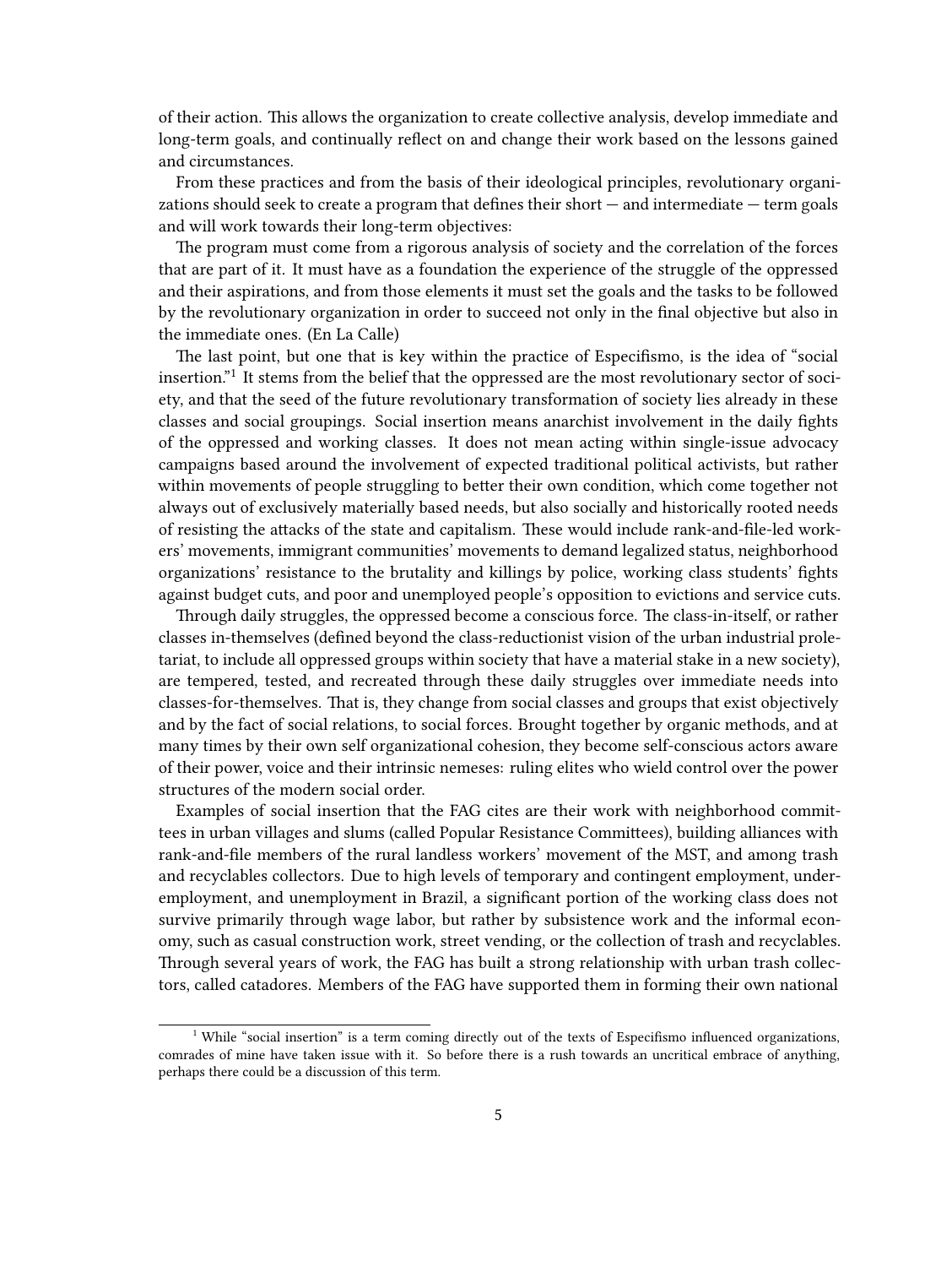of their action. This allows the organization to create collective analysis, develop immediate and long-term goals, and continually reflect on and change their work based on the lessons gained and circumstances.

From these practices and from the basis of their ideological principles, revolutionary organizations should seek to create a program that defines their short — and intermediate — term goals and will work towards their long-term objectives:

The program must come from a rigorous analysis of society and the correlation of the forces that are part of it. It must have as a foundation the experience of the struggle of the oppressed and their aspirations, and from those elements it must set the goals and the tasks to be followed by the revolutionary organization in order to succeed not only in the final objective but also in the immediate ones. (En La Calle)

The last point, but one that is key within the practice of Especifismo, is the idea of "social insertion."[1] It stems from the belief that the oppressed are the most revolutionary sector of society, and that the seed of the future revolutionary transformation of society lies already in these classes and social groupings. Social insertion means anarchist involvement in the daily fights of the oppressed and working classes. It does not mean acting within single-issue advocacy campaigns based around the involvement of expected traditional political activists, but rather within movements of people struggling to better their own condition, which come together not always out of exclusively materially based needs, but also socially and historically rooted needs of resisting the attacks of the state and capitalism. These would include rank-and-file-led workers' movements, immigrant communities' movements to demand legalized status, neighborhood organizations' resistance to the brutality and killings by police, working class students' fights against budget cuts, and poor and unemployed people's opposition to evictions and service cuts.

Through daily struggles, the oppressed become a conscious force. The class-in-itself, or rather classes in-themselves (defined beyond the class-reductionist vision of the urban industrial proletariat, to include all oppressed groups within society that have a material stake in a new society), are tempered, tested, and recreated through these daily struggles over immediate needs into classes-for-themselves. That is, they change from social classes and groups that exist objectively and by the fact of social relations, to social forces. Brought together by organic methods, and at many times by their own self organizational cohesion, they become self-conscious actors aware of their power, voice and their intrinsic nemeses: ruling elites who wield control over the power structures of the modern social order.

Examples of social insertion that the FAG cites are their work with neighborhood committees in urban villages and slums (called Popular Resistance Committees), building alliances with rank-and-file members of the rural landless workers' movement of the MST, and among trash and recyclables collectors. Due to high levels of temporary and contingent employment, underemployment, and unemployment in Brazil, a significant portion of the working class does not survive primarily through wage labor, but rather by subsistence work and the informal economy, such as casual construction work, street vending, or the collection of trash and recyclables. Through several years of work, the FAG has built a strong relationship with urban trash collectors, called catadores. Members of the FAG have supported them in forming their own national

[1] While "social insertion" is a term coming directly out of the texts of Especifismo influenced organizations, comrades of mine have taken issue with it. So before there is a rush towards an uncritical embrace of anything, perhaps there could be a discussion of this term.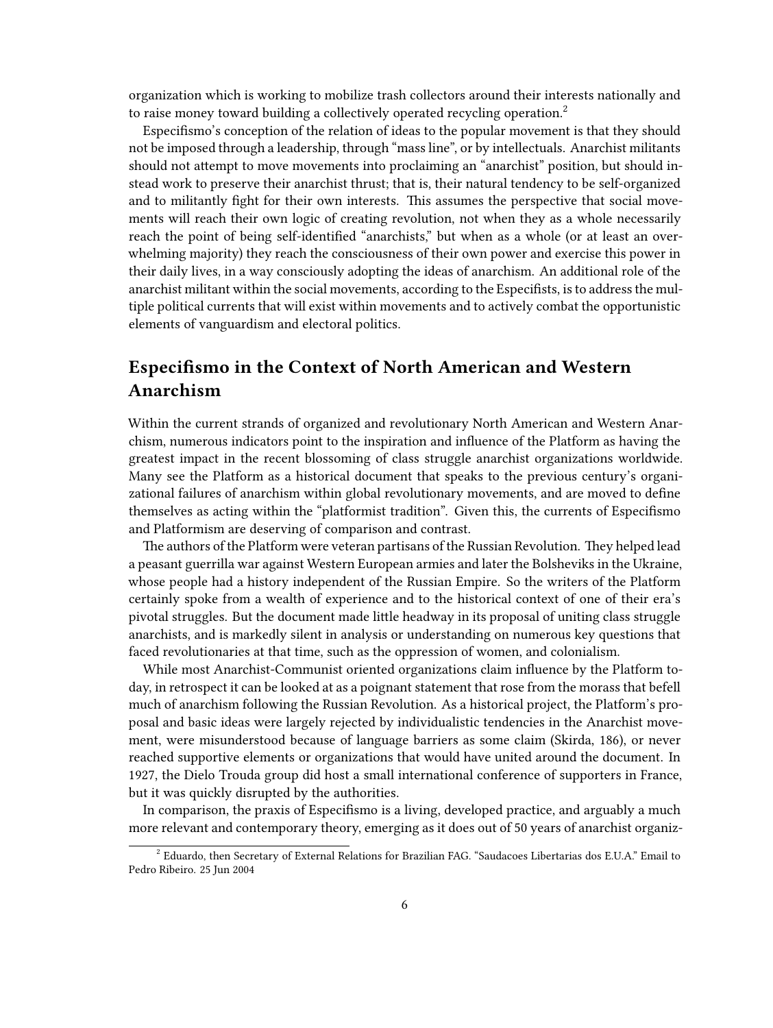organization which is working to mobilize trash collectors around their interests nationally and to raise money toward building a collectively operated recycling operation.[2]

Especifismo's conception of the relation of ideas to the popular movement is that they should not be imposed through a leadership, through "mass line", or by intellectuals. Anarchist militants should not attempt to move movements into proclaiming an "anarchist" position, but should instead work to preserve their anarchist thrust; that is, their natural tendency to be self-organized and to militantly fight for their own interests. This assumes the perspective that social movements will reach their own logic of creating revolution, not when they as a whole necessarily reach the point of being self-identified "anarchists," but when as a whole (or at least an overwhelming majority) they reach the consciousness of their own power and exercise this power in their daily lives, in a way consciously adopting the ideas of anarchism. An additional role of the anarchist militant within the social movements, according to the Especifists, is to address the multiple political currents that will exist within movements and to actively combat the opportunistic elements of vanguardism and electoral politics.

## Especifismo in the Context of North American and Western Anarchism

Within the current strands of organized and revolutionary North American and Western Anarchism, numerous indicators point to the inspiration and influence of the Platform as having the greatest impact in the recent blossoming of class struggle anarchist organizations worldwide. Many see the Platform as a historical document that speaks to the previous century's organizational failures of anarchism within global revolutionary movements, and are moved to define themselves as acting within the "platformist tradition". Given this, the currents of Especifismo and Platformism are deserving of comparison and contrast.

The authors of the Platform were veteran partisans of the Russian Revolution. They helped lead a peasant guerrilla war against Western European armies and later the Bolsheviks in the Ukraine, whose people had a history independent of the Russian Empire. So the writers of the Platform certainly spoke from a wealth of experience and to the historical context of one of their era's pivotal struggles. But the document made little headway in its proposal of uniting class struggle anarchists, and is markedly silent in analysis or understanding on numerous key questions that faced revolutionaries at that time, such as the oppression of women, and colonialism.

While most Anarchist-Communist oriented organizations claim influence by the Platform today, in retrospect it can be looked at as a poignant statement that rose from the morass that befell much of anarchism following the Russian Revolution. As a historical project, the Platform's proposal and basic ideas were largely rejected by individualistic tendencies in the Anarchist movement, were misunderstood because of language barriers as some claim (Skirda, 186), or never reached supportive elements or organizations that would have united around the document. In 1927, the Dielo Trouda group did host a small international conference of supporters in France, but it was quickly disrupted by the authorities.

In comparison, the praxis of Especifismo is a living, developed practice, and arguably a much more relevant and contemporary theory, emerging as it does out of 50 years of anarchist organiz-

[2] Eduardo, then Secretary of External Relations for Brazilian FAG. "Saudacoes Libertarias dos E.U.A." Email to Pedro Ribeiro. 25 Jun 2004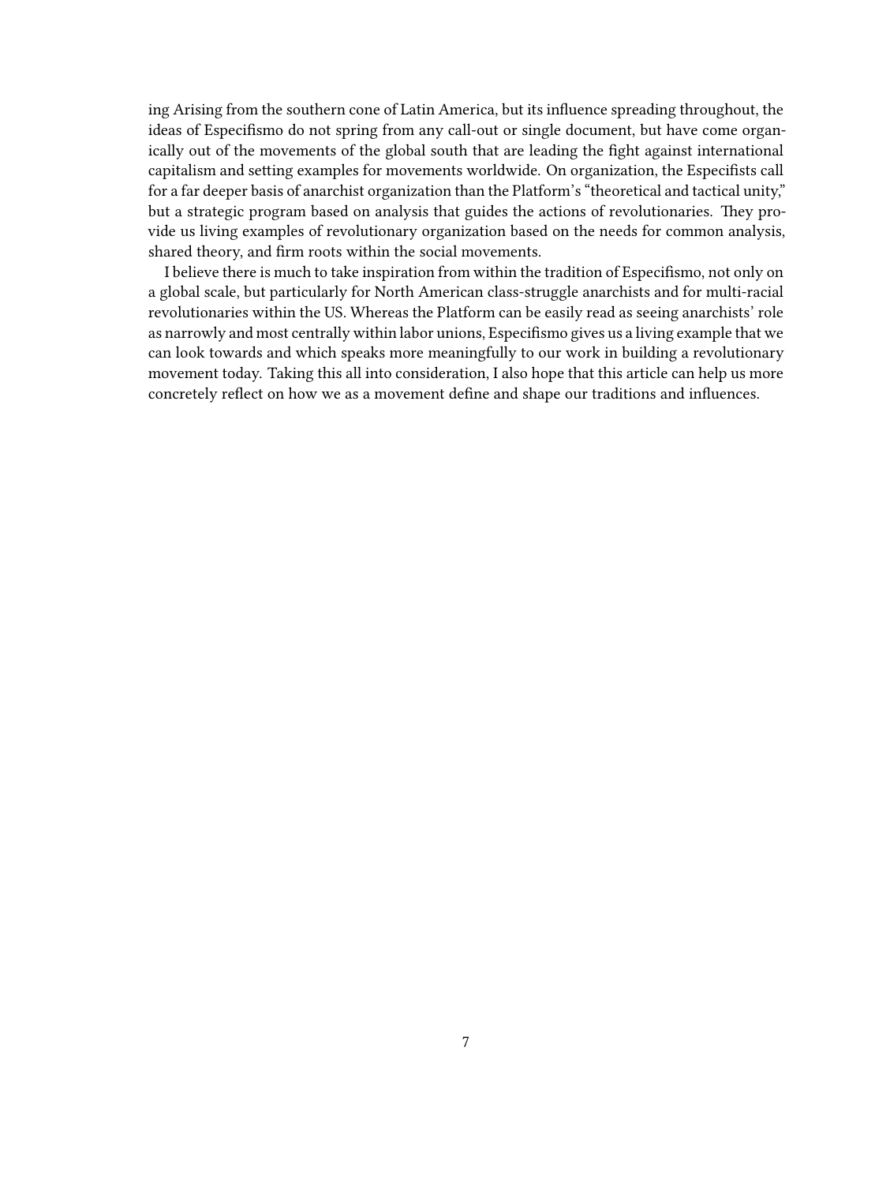ing Arising from the southern cone of Latin America, but its influence spreading throughout, the ideas of Especifismo do not spring from any call-out or single document, but have come organically out of the movements of the global south that are leading the fight against international capitalism and setting examples for movements worldwide. On organization, the Especifists call for a far deeper basis of anarchist organization than the Platform's "theoretical and tactical unity," but a strategic program based on analysis that guides the actions of revolutionaries. They provide us living examples of revolutionary organization based on the needs for common analysis, shared theory, and firm roots within the social movements.

I believe there is much to take inspiration from within the tradition of Especifismo, not only on a global scale, but particularly for North American class-struggle anarchists and for multi-racial revolutionaries within the US. Whereas the Platform can be easily read as seeing anarchists' role as narrowly and most centrally within labor unions, Especifismo gives us a living example that we can look towards and which speaks more meaningfully to our work in building a revolutionary movement today. Taking this all into consideration, I also hope that this article can help us more concretely reflect on how we as a movement define and shape our traditions and influences.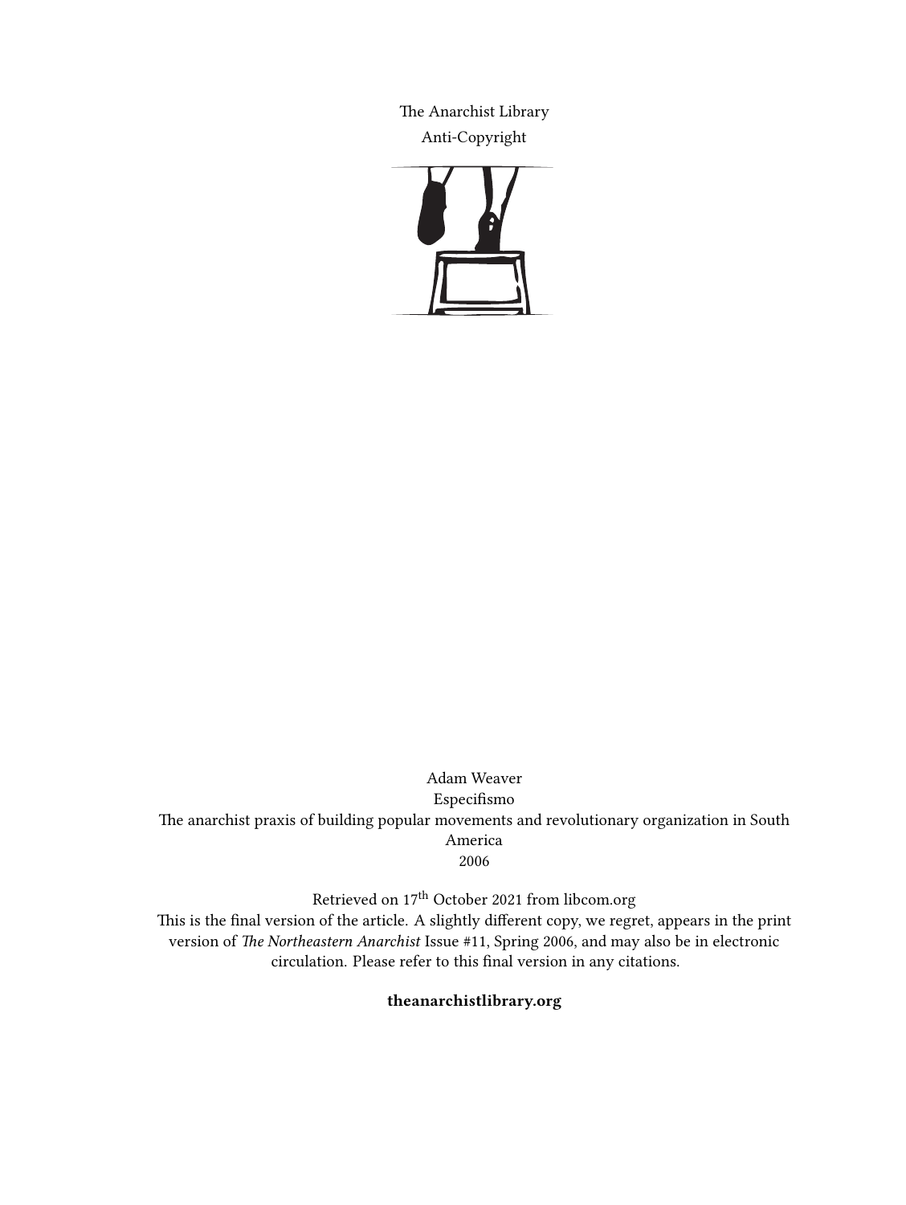The Anarchist Library
Anti-Copyright

Adam Weaver
Especifismo
The anarchist praxis of building popular movements and revolutionary organization in South America
2006

Retrieved on 17th October 2021 from libcom.org
This is the final version of the article. A slightly different copy, we regret, appears in the print version of *The Northeastern Anarchist* Issue #11, Spring 2006, and may also be in electronic circulation. Please refer to this final version in any citations.

**theanarchistlibrary.org**